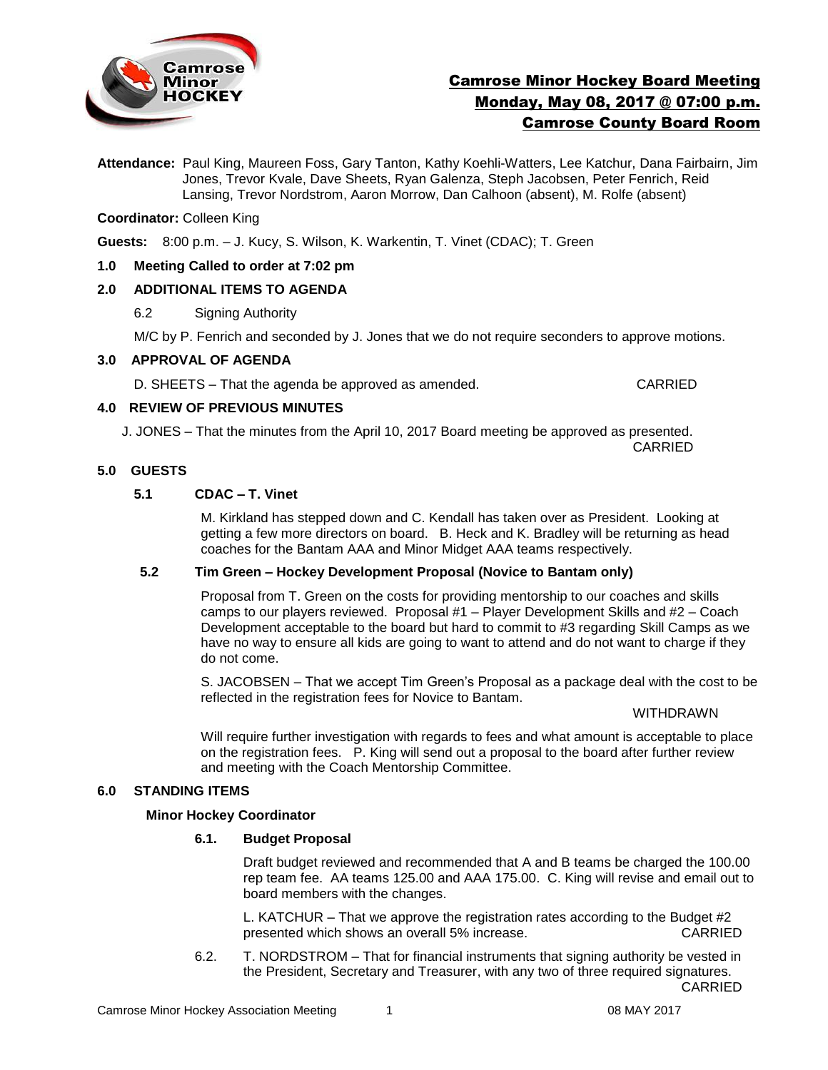# Camrose Minor Hockey Board Meeting
## Monday, May 08, 2017 @ 07:00 p.m.
## Camrose County Board Room

**Attendance:** Paul King, Maureen Foss, Gary Tanton, Kathy Koehli-Watters, Lee Katchur, Dana Fairbairn, Jim Jones, Trevor Kvale, Dave Sheets, Ryan Galenza, Steph Jacobsen, Peter Fenrich, Reid Lansing, Trevor Nordstrom, Aaron Morrow, Dan Calhoon (absent), M. Rolfe (absent)

**Coordinator:** Colleen King

**Guests:** 8:00 p.m. – J. Kucy, S. Wilson, K. Warkentin, T. Vinet (CDAC); T. Green

**1.0 Meeting Called to order at 7:02 pm**

**2.0 ADDITIONAL ITEMS TO AGENDA**

6.2 Signing Authority

M/C by P. Fenrich and seconded by J. Jones that we do not require seconders to approve motions.

**3.0 APPROVAL OF AGENDA**

D. SHEETS – That the agenda be approved as amended. CARRIED

**4.0 REVIEW OF PREVIOUS MINUTES**

J. JONES – That the minutes from the April 10, 2017 Board meeting be approved as presented. CARRIED

**5.0 GUESTS**

**5.1 CDAC – T. Vinet**

M. Kirkland has stepped down and C. Kendall has taken over as President. Looking at getting a few more directors on board. B. Heck and K. Bradley will be returning as head coaches for the Bantam AAA and Minor Midget AAA teams respectively.

**5.2 Tim Green – Hockey Development Proposal (Novice to Bantam only)**

Proposal from T. Green on the costs for providing mentorship to our coaches and skills camps to our players reviewed. Proposal #1 – Player Development Skills and #2 – Coach Development acceptable to the board but hard to commit to #3 regarding Skill Camps as we have no way to ensure all kids are going to want to attend and do not want to charge if they do not come.

S. JACOBSEN – That we accept Tim Green's Proposal as a package deal with the cost to be reflected in the registration fees for Novice to Bantam. WITHDRAWN

Will require further investigation with regards to fees and what amount is acceptable to place on the registration fees. P. King will send out a proposal to the board after further review and meeting with the Coach Mentorship Committee.

**6.0 STANDING ITEMS**

**Minor Hockey Coordinator**

**6.1. Budget Proposal**

Draft budget reviewed and recommended that A and B teams be charged the 100.00 rep team fee. AA teams 125.00 and AAA 175.00. C. King will revise and email out to board members with the changes.

L. KATCHUR – That we approve the registration rates according to the Budget #2 presented which shows an overall 5% increase. CARRIED

6.2. T. NORDSTROM – That for financial instruments that signing authority be vested in the President, Secretary and Treasurer, with any two of three required signatures. CARRIED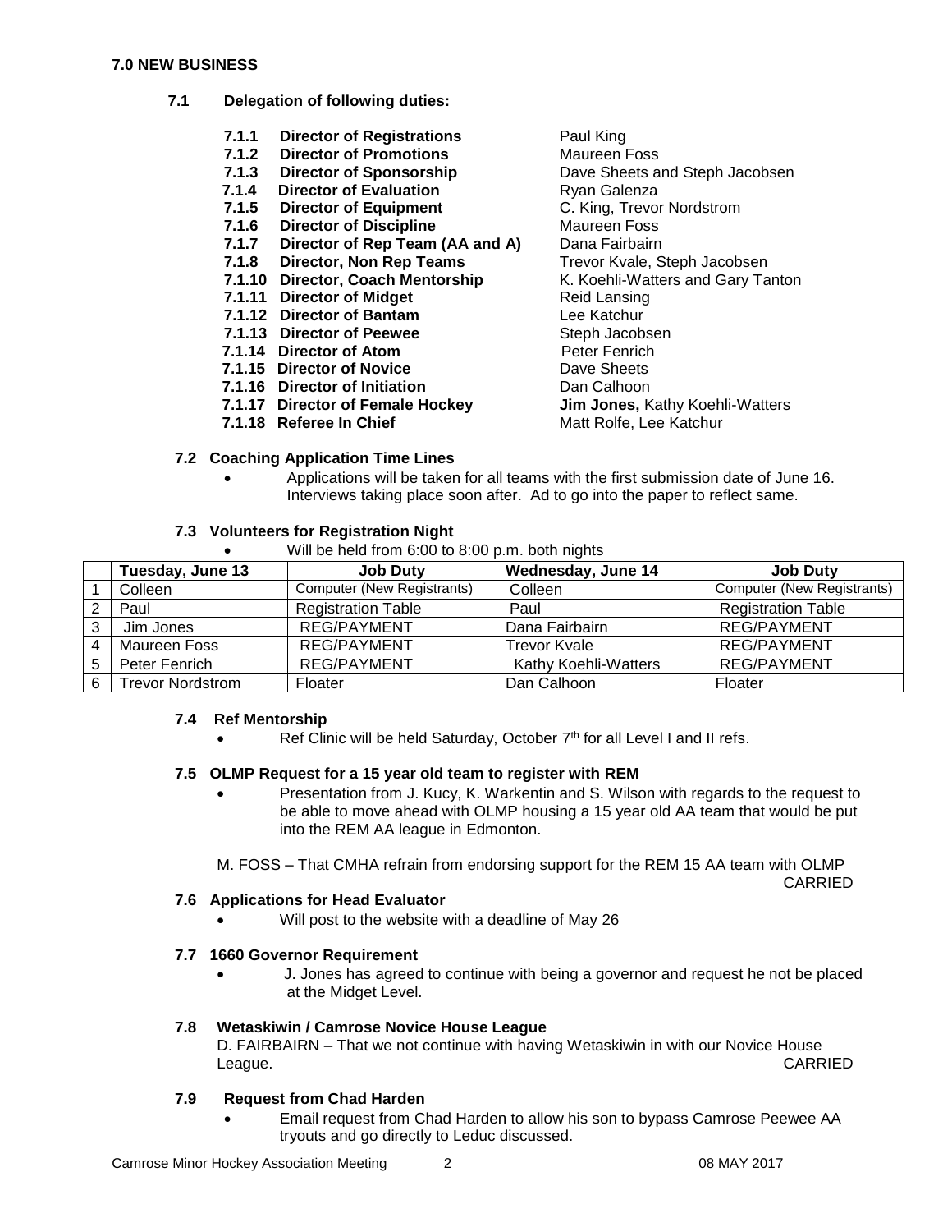### 7.0 NEW BUSINESS

**7.1 Delegation of following duties:**

- **7.1.1 Director of Registrations** Paul King
- **7.1.2 Director of Promotions** Maureen Foss
- **7.1.3 Director of Sponsorship** Dave Sheets and Steph Jacobsen
- **7.1.4 Director of Evaluation** Ryan Galenza
- **7.1.5 Director of Equipment** C. King, Trevor Nordstrom
- **7.1.6 Director of Discipline** Maureen Foss
- **7.1.7 Director of Rep Team (AA and A)** Dana Fairbairn
- **7.1.8 Director, Non Rep Teams** Trevor Kvale, Steph Jacobsen
- **7.1.10 Director, Coach Mentorship** K. Koehli-Watters and Gary Tanton
- **7.1.11 Director of Midget** Reid Lansing
- **7.1.12 Director of Bantam** Lee Katchur
- **7.1.13 Director of Peewee** Steph Jacobsen
- **7.1.14 Director of Atom** Peter Fenrich
- **7.1.15 Director of Novice** Dave Sheets
- **7.1.16 Director of Initiation** Dan Calhoon
- **7.1.17 Director of Female Hockey** **Jim Jones,** Kathy Koehli-Watters
- **7.1.18 Referee In Chief** Matt Rolfe, Lee Katchur

**7.2 Coaching Application Time Lines**

- Applications will be taken for all teams with the first submission date of June 16. Interviews taking place soon after. Ad to go into the paper to reflect same.

**7.3 Volunteers for Registration Night**

- Will be held from 6:00 to 8:00 p.m. both nights

| | Tuesday, June 13 | Job Duty | Wednesday, June 14 | Job Duty |
|---|---|---|---|---|
| 1 | Colleen | Computer (New Registrants) | Colleen | Computer (New Registrants) |
| 2 | Paul | Registration Table | Paul | Registration Table |
| 3 | Jim Jones | REG/PAYMENT | Dana Fairbairn | REG/PAYMENT |
| 4 | Maureen Foss | REG/PAYMENT | Trevor Kvale | REG/PAYMENT |
| 5 | Peter Fenrich | REG/PAYMENT | Kathy Koehli-Watters | REG/PAYMENT |
| 6 | Trevor Nordstrom | Floater | Dan Calhoon | Floater |

**7.4 Ref Mentorship**

- Ref Clinic will be held Saturday, October 7th for all Level I and II refs.

**7.5 OLMP Request for a 15 year old team to register with REM**

- Presentation from J. Kucy, K. Warkentin and S. Wilson with regards to the request to be able to move ahead with OLMP housing a 15 year old AA team that would be put into the REM AA league in Edmonton.

M. FOSS – That CMHA refrain from endorsing support for the REM 15 AA team with OLMP
CARRIED

**7.6 Applications for Head Evaluator**

- Will post to the website with a deadline of May 26

**7.7 1660 Governor Requirement**

- J. Jones has agreed to continue with being a governor and request he not be placed at the Midget Level.

**7.8 Wetaskiwin / Camrose Novice House League**

D. FAIRBAIRN – That we not continue with having Wetaskiwin in with our Novice House League.
CARRIED

**7.9 Request from Chad Harden**

- Email request from Chad Harden to allow his son to bypass Camrose Peewee AA tryouts and go directly to Leduc discussed.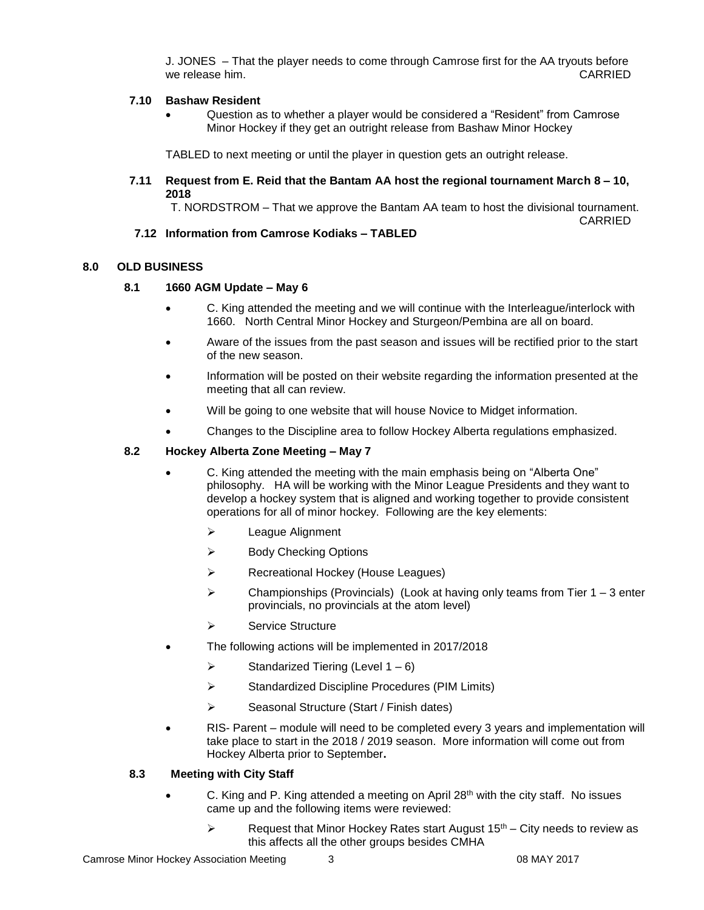J. JONES – That the player needs to come through Camrose first for the AA tryouts before we release him. CARRIED

### 7.10 Bashaw Resident

- Question as to whether a player would be considered a “Resident” from Camrose Minor Hockey if they get an outright release from Bashaw Minor Hockey

TABLED to next meeting or until the player in question gets an outright release.

### 7.11 Request from E. Reid that the Bantam AA host the regional tournament March 8 – 10, 2018

T. NORDSTROM – That we approve the Bantam AA team to host the divisional tournament. CARRIED

### 7.12 Information from Camrose Kodiaks – TABLED

## 8.0 OLD BUSINESS

### 8.1 1660 AGM Update – May 6

- C. King attended the meeting and we will continue with the Interleague/interlock with 1660. North Central Minor Hockey and Sturgeon/Pembina are all on board.
- Aware of the issues from the past season and issues will be rectified prior to the start of the new season.
- Information will be posted on their website regarding the information presented at the meeting that all can review.
- Will be going to one website that will house Novice to Midget information.
- Changes to the Discipline area to follow Hockey Alberta regulations emphasized.

### 8.2 Hockey Alberta Zone Meeting – May 7

- C. King attended the meeting with the main emphasis being on “Alberta One” philosophy. HA will be working with the Minor League Presidents and they want to develop a hockey system that is aligned and working together to provide consistent operations for all of minor hockey. Following are the key elements:
  - League Alignment
  - Body Checking Options
  - Recreational Hockey (House Leagues)
  - Championships (Provincials) (Look at having only teams from Tier 1 – 3 enter provincials, no provincials at the atom level)
  - Service Structure
- The following actions will be implemented in 2017/2018
  - Standarized Tiering (Level 1 – 6)
  - Standardized Discipline Procedures (PIM Limits)
  - Seasonal Structure (Start / Finish dates)
- RIS- Parent – module will need to be completed every 3 years and implementation will take place to start in the 2018 / 2019 season. More information will come out from Hockey Alberta prior to September**.**

### 8.3 Meeting with City Staff

- C. King and P. King attended a meeting on April 28th with the city staff. No issues came up and the following items were reviewed:
  - Request that Minor Hockey Rates start August 15th – City needs to review as this affects all the other groups besides CMHA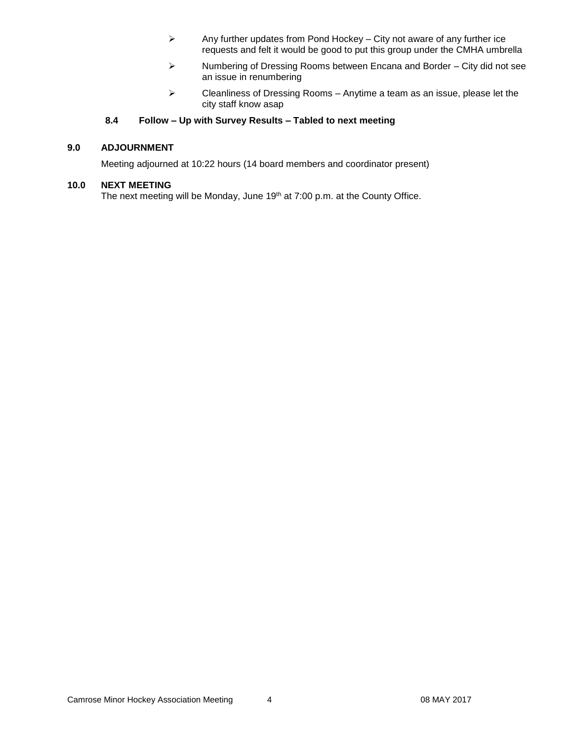- Any further updates from Pond Hockey – City not aware of any further ice requests and felt it would be good to put this group under the CMHA umbrella
- Numbering of Dressing Rooms between Encana and Border – City did not see an issue in renumbering
- Cleanliness of Dressing Rooms – Anytime a team as an issue, please let the city staff know asap

**8.4 Follow – Up with Survey Results – Tabled to next meeting**

## 9.0 ADJOURNMENT

Meeting adjourned at 10:22 hours (14 board members and coordinator present)

## 10.0 NEXT MEETING

The next meeting will be Monday, June 19th at 7:00 p.m. at the County Office.